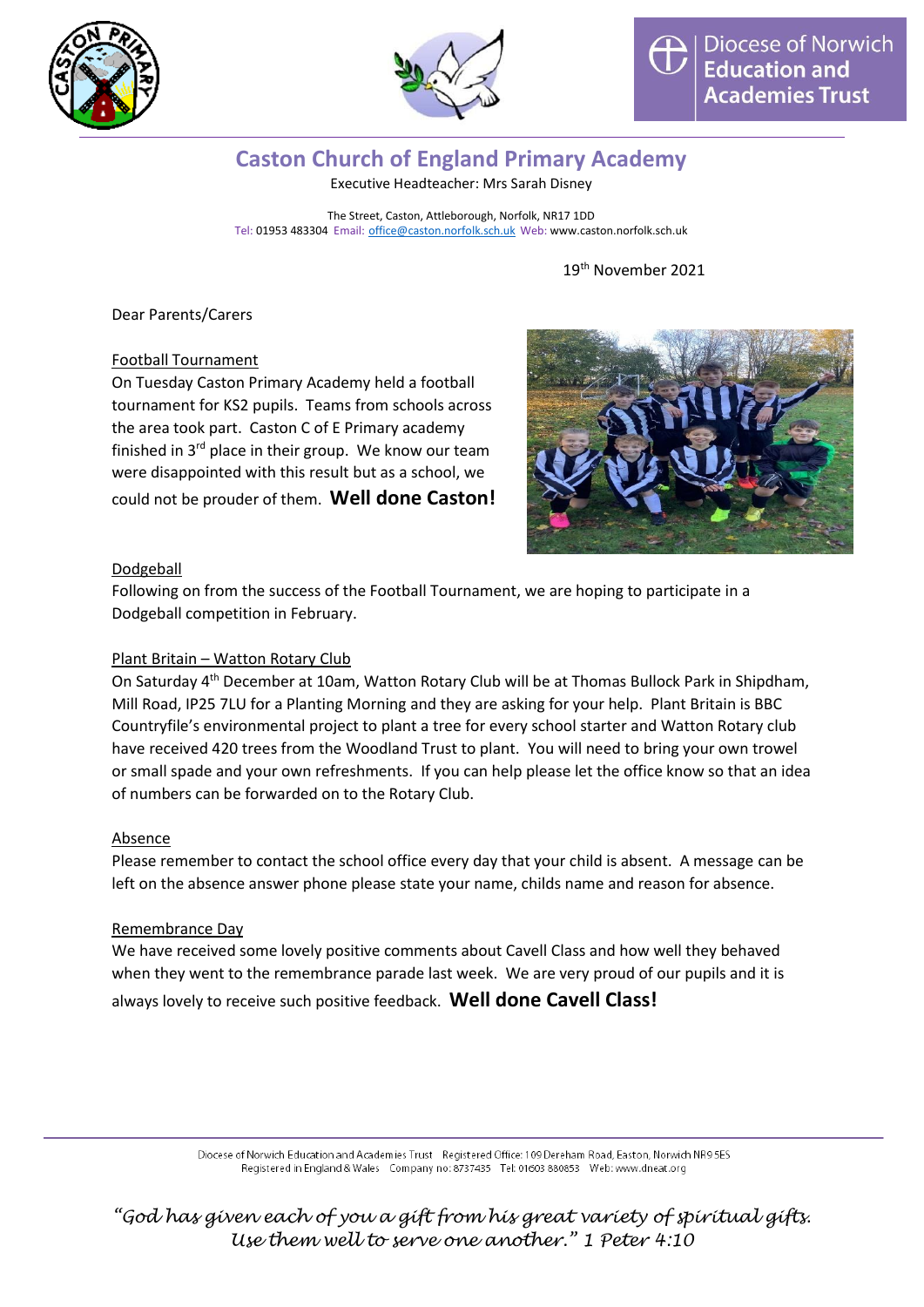Diocese of Norwich Education and Academies Trust

# Caston Church of England Primary Academy

Executive Headteacher: Mrs Sarah Disney

The Street, Caston, Attleborough, Norfolk, NR17 1DD
Tel: 01953 483304 Email: office@caston.norfolk.sch.uk Web: www.caston.norfolk.sch.uk

19th November 2021

Dear Parents/Carers

## Football Tournament

On Tuesday Caston Primary Academy held a football tournament for KS2 pupils. Teams from schools across the area took part. Caston C of E Primary academy finished in 3rd place in their group. We know our team were disappointed with this result but as a school, we could not be prouder of them. **Well done Caston!**

## Dodgeball

Following on from the success of the Football Tournament, we are hoping to participate in a Dodgeball competition in February.

## Plant Britain – Watton Rotary Club

On Saturday 4th December at 10am, Watton Rotary Club will be at Thomas Bullock Park in Shipdham, Mill Road, IP25 7LU for a Planting Morning and they are asking for your help. Plant Britain is BBC Countryfile's environmental project to plant a tree for every school starter and Watton Rotary club have received 420 trees from the Woodland Trust to plant. You will need to bring your own trowel or small spade and your own refreshments. If you can help please let the office know so that an idea of numbers can be forwarded on to the Rotary Club.

## Absence

Please remember to contact the school office every day that your child is absent. A message can be left on the absence answer phone please state your name, childs name and reason for absence.

## Remembrance Day

We have received some lovely positive comments about Cavell Class and how well they behaved when they went to the remembrance parade last week. We are very proud of our pupils and it is always lovely to receive such positive feedback. **Well done Cavell Class!**

Diocese of Norwich Education and Academies Trust Registered Office: 109 Dereham Road, Easton, Norwich NR9 5ES
Registered in England & Wales Company no: 8737435 Tel: 01603 880853 Web: www.dneat.org

*"God has given each of you a gift from his great variety of spiritual gifts. Use them well to serve one another." 1 Peter 4:10*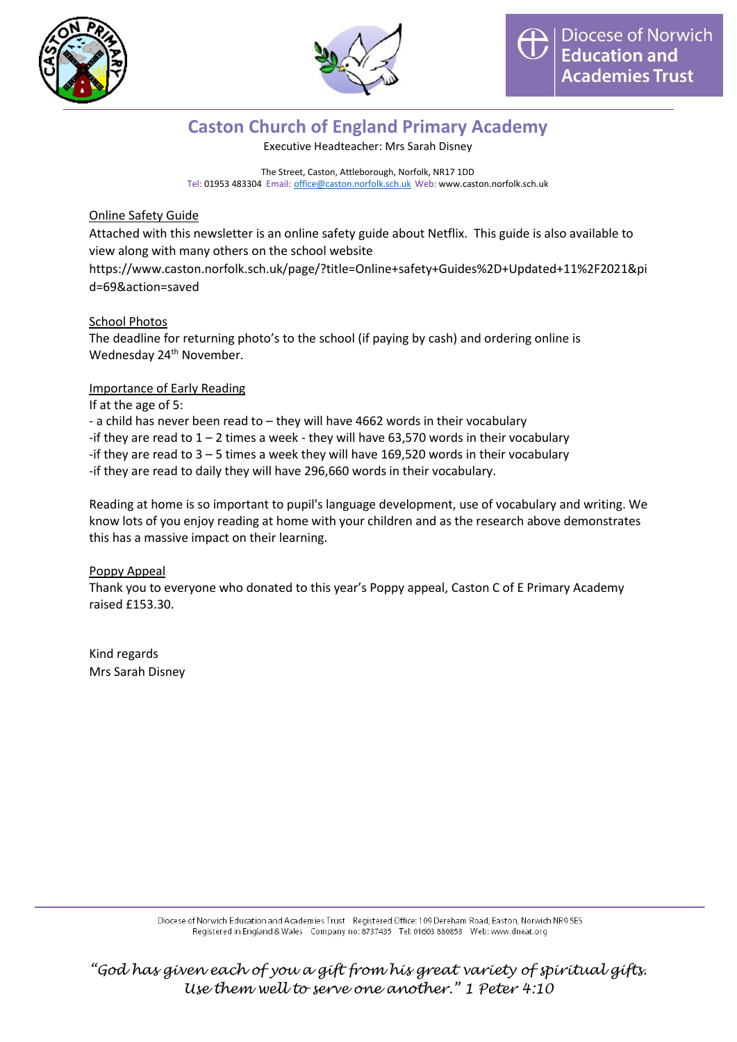# Caston Church of England Primary Academy

Executive Headteacher: Mrs Sarah Disney

The Street, Caston, Attleborough, Norfolk, NR17 1DD
Tel: 01953 483304 Email: office@caston.norfolk.sch.uk Web: www.caston.norfolk.sch.uk

Online Safety Guide

Attached with this newsletter is an online safety guide about Netflix. This guide is also available to view along with many others on the school website https://www.caston.norfolk.sch.uk/page/?title=Online+safety+Guides%2D+Updated+11%2F2021&pid=69&action=saved

School Photos

The deadline for returning photo's to the school (if paying by cash) and ordering online is Wednesday 24th November.

Importance of Early Reading

If at the age of 5:

- a child has never been read to – they will have 4662 words in their vocabulary
-if they are read to 1 – 2 times a week - they will have 63,570 words in their vocabulary
-if they are read to 3 – 5 times a week they will have 169,520 words in their vocabulary
-if they are read to daily they will have 296,660 words in their vocabulary.

Reading at home is so important to pupil's language development, use of vocabulary and writing. We know lots of you enjoy reading at home with your children and as the research above demonstrates this has a massive impact on their learning.

Poppy Appeal

Thank you to everyone who donated to this year's Poppy appeal, Caston C of E Primary Academy raised £153.30.

Kind regards
Mrs Sarah Disney

Diocese of Norwich Education and Academies Trust Registered Office: 109 Dereham Road, Easton, Norwich NR9 5ES
Registered in England & Wales Company no: 8737435 Tel: 01603 880853 Web: www.dneat.org

*"God has given each of you a gift from his great variety of spiritual gifts. Use them well to serve one another." 1 Peter 4:10*